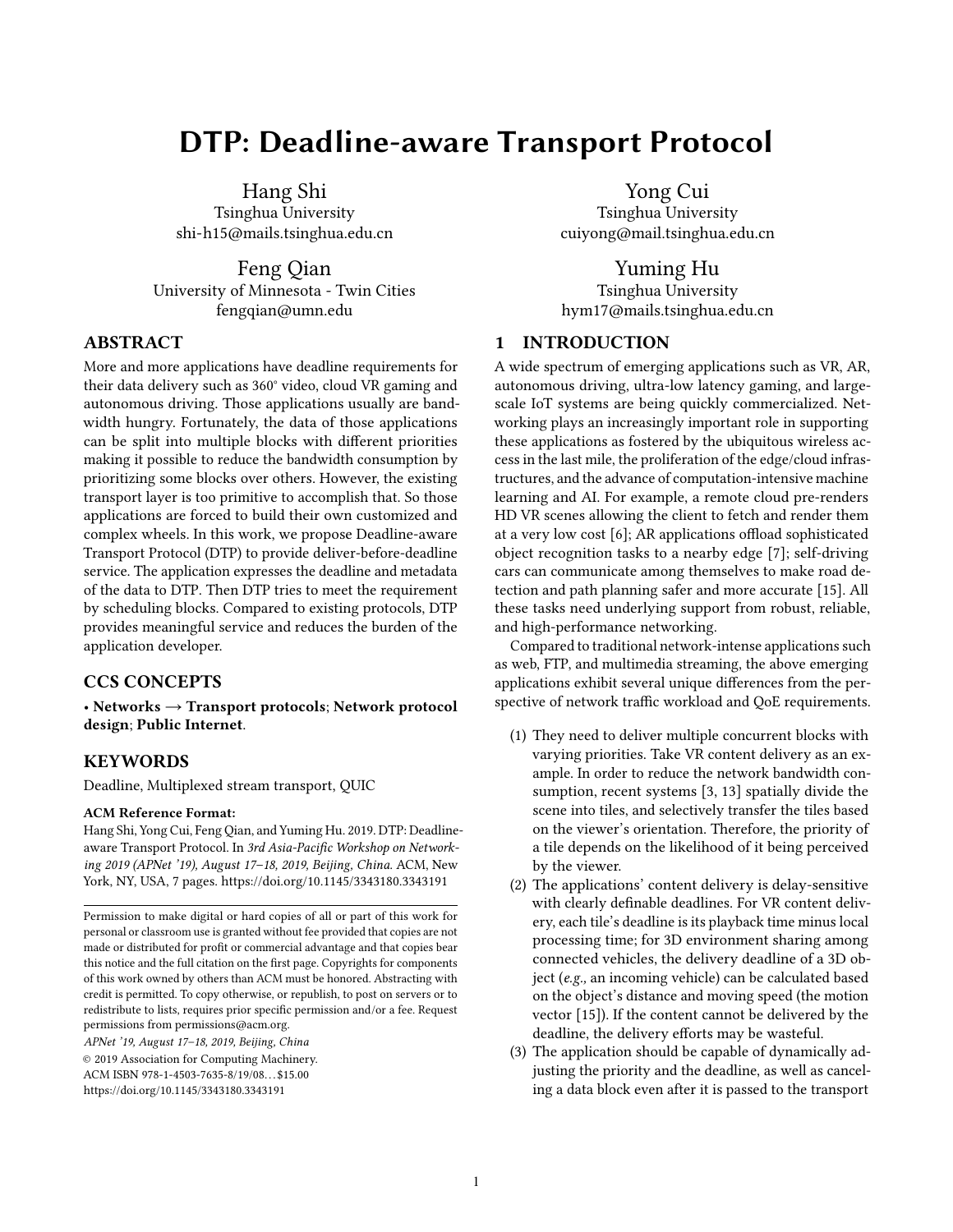# DTP: Deadline-aware Transport Protocol

Hang Shi
Tsinghua University
shi-h15@mails.tsinghua.edu.cn

Yong Cui
Tsinghua University
cuiyong@mail.tsinghua.edu.cn

Feng Qian
University of Minnesota - Twin Cities
fengqian@umn.edu

Yuming Hu
Tsinghua University
hym17@mails.tsinghua.edu.cn

## ABSTRACT

More and more applications have deadline requirements for their data delivery such as 360° video, cloud VR gaming and autonomous driving. Those applications usually are bandwidth hungry. Fortunately, the data of those applications can be split into multiple blocks with different priorities making it possible to reduce the bandwidth consumption by prioritizing some blocks over others. However, the existing transport layer is too primitive to accomplish that. So those applications are forced to build their own customized and complex wheels. In this work, we propose Deadline-aware Transport Protocol (DTP) to provide deliver-before-deadline service. The application expresses the deadline and metadata of the data to DTP. Then DTP tries to meet the requirement by scheduling blocks. Compared to existing protocols, DTP provides meaningful service and reduces the burden of the application developer.

## CCS CONCEPTS

• **Networks** → **Transport protocols**; **Network protocol design**; **Public Internet**.

## KEYWORDS

Deadline, Multiplexed stream transport, QUIC

**ACM Reference Format:**
Hang Shi, Yong Cui, Feng Qian, and Yuming Hu. 2019. DTP: Deadline-aware Transport Protocol. In *3rd Asia-Pacific Workshop on Networking 2019 (APNet '19), August 17–18, 2019, Beijing, China.* ACM, New York, NY, USA, 7 pages. https://doi.org/10.1145/3343180.3343191

Permission to make digital or hard copies of all or part of this work for personal or classroom use is granted without fee provided that copies are not made or distributed for profit or commercial advantage and that copies bear this notice and the full citation on the first page. Copyrights for components of this work owned by others than ACM must be honored. Abstracting with credit is permitted. To copy otherwise, or republish, to post on servers or to redistribute to lists, requires prior specific permission and/or a fee. Request permissions from permissions@acm.org.
*APNet '19, August 17–18, 2019, Beijing, China*
© 2019 Association for Computing Machinery.
ACM ISBN 978-1-4503-7635-8/19/08…$15.00
https://doi.org/10.1145/3343180.3343191

## 1 INTRODUCTION

A wide spectrum of emerging applications such as VR, AR, autonomous driving, ultra-low latency gaming, and large-scale IoT systems are being quickly commercialized. Networking plays an increasingly important role in supporting these applications as fostered by the ubiquitous wireless access in the last mile, the proliferation of the edge/cloud infrastructures, and the advance of computation-intensive machine learning and AI. For example, a remote cloud pre-renders HD VR scenes allowing the client to fetch and render them at a very low cost [6]; AR applications offload sophisticated object recognition tasks to a nearby edge [7]; self-driving cars can communicate among themselves to make road detection and path planning safer and more accurate [15]. All these tasks need underlying support from robust, reliable, and high-performance networking.

Compared to traditional network-intense applications such as web, FTP, and multimedia streaming, the above emerging applications exhibit several unique differences from the perspective of network traffic workload and QoE requirements.

1. They need to deliver multiple concurrent blocks with varying priorities. Take VR content delivery as an example. In order to reduce the network bandwidth consumption, recent systems [3, 13] spatially divide the scene into tiles, and selectively transfer the tiles based on the viewer's orientation. Therefore, the priority of a tile depends on the likelihood of it being perceived by the viewer.
2. The applications' content delivery is delay-sensitive with clearly definable deadlines. For VR content delivery, each tile's deadline is its playback time minus local processing time; for 3D environment sharing among connected vehicles, the delivery deadline of a 3D object (*e.g.,* an incoming vehicle) can be calculated based on the object's distance and moving speed (the motion vector [15]). If the content cannot be delivered by the deadline, the delivery efforts may be wasteful.
3. The application should be capable of dynamically adjusting the priority and the deadline, as well as canceling a data block even after it is passed to the transport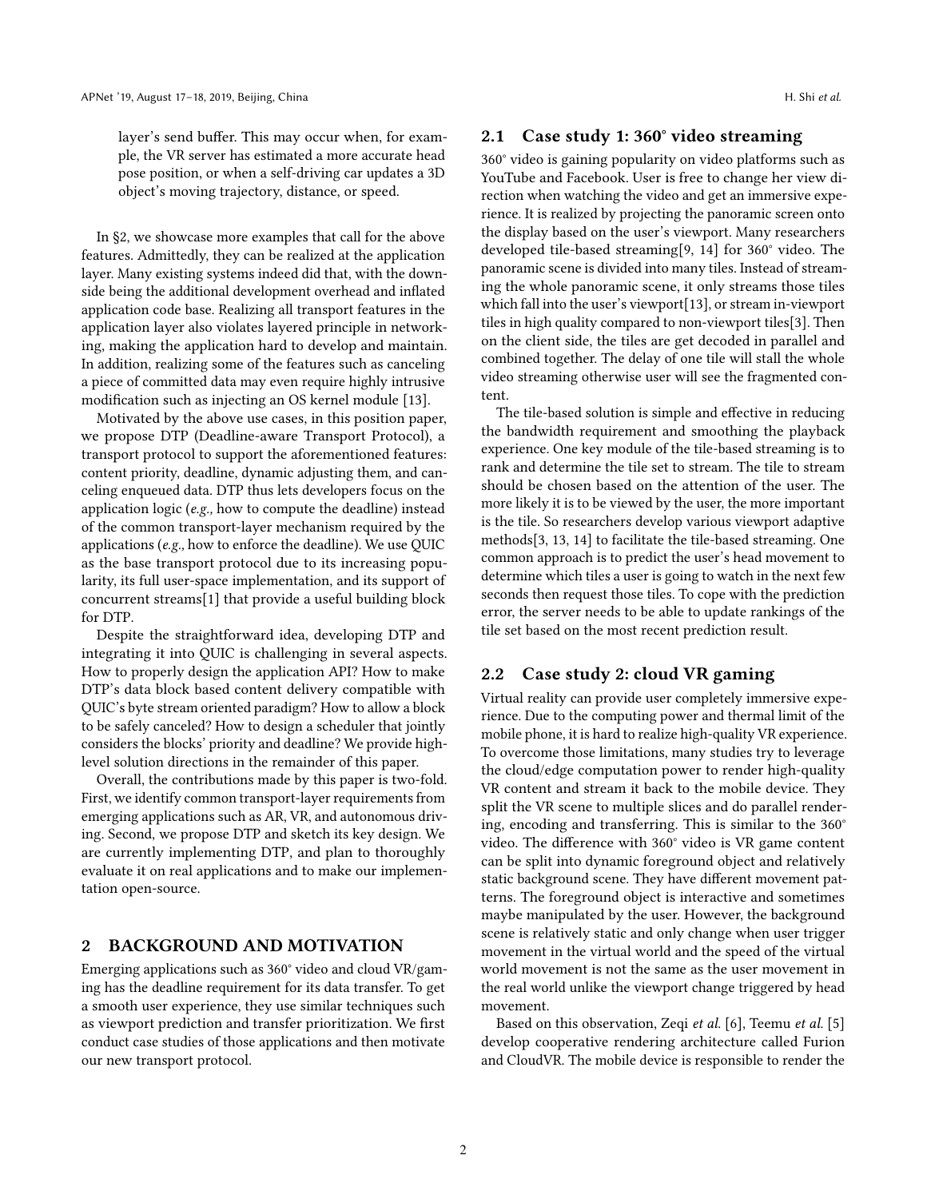layer's send buffer. This may occur when, for example, the VR server has estimated a more accurate head pose position, or when a self-driving car updates a 3D object's moving trajectory, distance, or speed.

In §2, we showcase more examples that call for the above features. Admittedly, they can be realized at the application layer. Many existing systems indeed did that, with the downside being the additional development overhead and inflated application code base. Realizing all transport features in the application layer also violates layered principle in networking, making the application hard to develop and maintain. In addition, realizing some of the features such as canceling a piece of committed data may even require highly intrusive modification such as injecting an OS kernel module [13].

Motivated by the above use cases, in this position paper, we propose DTP (Deadline-aware Transport Protocol), a transport protocol to support the aforementioned features: content priority, deadline, dynamic adjusting them, and canceling enqueued data. DTP thus lets developers focus on the application logic (*e.g.,* how to compute the deadline) instead of the common transport-layer mechanism required by the applications (*e.g.,* how to enforce the deadline). We use QUIC as the base transport protocol due to its increasing popularity, its full user-space implementation, and its support of concurrent streams[1] that provide a useful building block for DTP.

Despite the straightforward idea, developing DTP and integrating it into QUIC is challenging in several aspects. How to properly design the application API? How to make DTP's data block based content delivery compatible with QUIC's byte stream oriented paradigm? How to allow a block to be safely canceled? How to design a scheduler that jointly considers the blocks' priority and deadline? We provide high-level solution directions in the remainder of this paper.

Overall, the contributions made by this paper is two-fold. First, we identify common transport-layer requirements from emerging applications such as AR, VR, and autonomous driving. Second, we propose DTP and sketch its key design. We are currently implementing DTP, and plan to thoroughly evaluate it on real applications and to make our implementation open-source.

## 2 BACKGROUND AND MOTIVATION

Emerging applications such as 360° video and cloud VR/gaming has the deadline requirement for its data transfer. To get a smooth user experience, they use similar techniques such as viewport prediction and transfer prioritization. We first conduct case studies of those applications and then motivate our new transport protocol.

### 2.1 Case study 1: 360° video streaming

360° video is gaining popularity on video platforms such as YouTube and Facebook. User is free to change her view direction when watching the video and get an immersive experience. It is realized by projecting the panoramic screen onto the display based on the user's viewport. Many researchers developed tile-based streaming[9, 14] for 360° video. The panoramic scene is divided into many tiles. Instead of streaming the whole panoramic scene, it only streams those tiles which fall into the user's viewport[13], or stream in-viewport tiles in high quality compared to non-viewport tiles[3]. Then on the client side, the tiles are get decoded in parallel and combined together. The delay of one tile will stall the whole video streaming otherwise user will see the fragmented content.

The tile-based solution is simple and effective in reducing the bandwidth requirement and smoothing the playback experience. One key module of the tile-based streaming is to rank and determine the tile set to stream. The tile to stream should be chosen based on the attention of the user. The more likely it is to be viewed by the user, the more important is the tile. So researchers develop various viewport adaptive methods[3, 13, 14] to facilitate the tile-based streaming. One common approach is to predict the user's head movement to determine which tiles a user is going to watch in the next few seconds then request those tiles. To cope with the prediction error, the server needs to be able to update rankings of the tile set based on the most recent prediction result.

### 2.2 Case study 2: cloud VR gaming

Virtual reality can provide user completely immersive experience. Due to the computing power and thermal limit of the mobile phone, it is hard to realize high-quality VR experience. To overcome those limitations, many studies try to leverage the cloud/edge computation power to render high-quality VR content and stream it back to the mobile device. They split the VR scene to multiple slices and do parallel rendering, encoding and transferring. This is similar to the 360° video. The difference with 360° video is VR game content can be split into dynamic foreground object and relatively static background scene. They have different movement patterns. The foreground object is interactive and sometimes maybe manipulated by the user. However, the background scene is relatively static and only change when user trigger movement in the virtual world and the speed of the virtual world movement is not the same as the user movement in the real world unlike the viewport change triggered by head movement.

Based on this observation, Zeqi *et al.* [6], Teemu *et al.* [5] develop cooperative rendering architecture called Furion and CloudVR. The mobile device is responsible to render the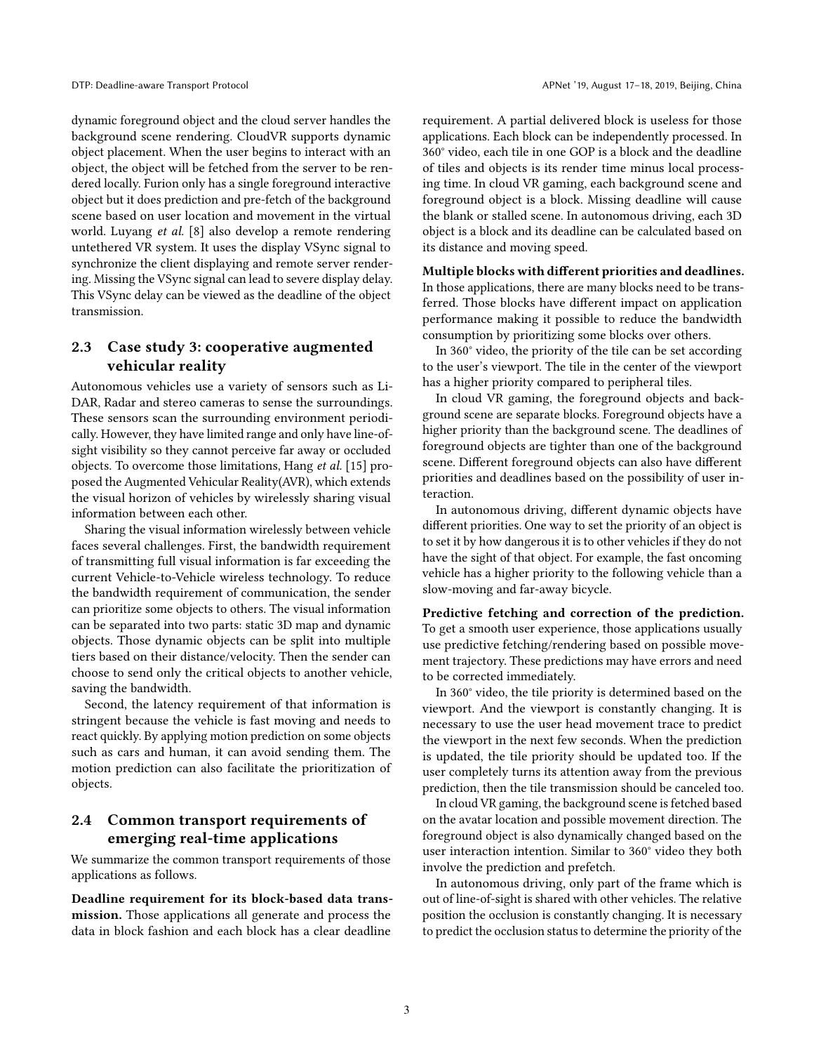dynamic foreground object and the cloud server handles the background scene rendering. CloudVR supports dynamic object placement. When the user begins to interact with an object, the object will be fetched from the server to be rendered locally. Furion only has a single foreground interactive object but it does prediction and pre-fetch of the background scene based on user location and movement in the virtual world. Luyang *et al.* [8] also develop a remote rendering untethered VR system. It uses the display VSync signal to synchronize the client displaying and remote server rendering. Missing the VSync signal can lead to severe display delay. This VSync delay can be viewed as the deadline of the object transmission.

## 2.3 Case study 3: cooperative augmented vehicular reality

Autonomous vehicles use a variety of sensors such as LiDAR, Radar and stereo cameras to sense the surroundings. These sensors scan the surrounding environment periodically. However, they have limited range and only have line-of-sight visibility so they cannot perceive far away or occluded objects. To overcome those limitations, Hang *et al.* [15] proposed the Augmented Vehicular Reality(AVR), which extends the visual horizon of vehicles by wirelessly sharing visual information between each other.

Sharing the visual information wirelessly between vehicle faces several challenges. First, the bandwidth requirement of transmitting full visual information is far exceeding the current Vehicle-to-Vehicle wireless technology. To reduce the bandwidth requirement of communication, the sender can prioritize some objects to others. The visual information can be separated into two parts: static 3D map and dynamic objects. Those dynamic objects can be split into multiple tiers based on their distance/velocity. Then the sender can choose to send only the critical objects to another vehicle, saving the bandwidth.

Second, the latency requirement of that information is stringent because the vehicle is fast moving and needs to react quickly. By applying motion prediction on some objects such as cars and human, it can avoid sending them. The motion prediction can also facilitate the prioritization of objects.

## 2.4 Common transport requirements of emerging real-time applications

We summarize the common transport requirements of those applications as follows.

**Deadline requirement for its block-based data transmission.** Those applications all generate and process the data in block fashion and each block has a clear deadline requirement. A partial delivered block is useless for those applications. Each block can be independently processed. In 360° video, each tile in one GOP is a block and the deadline of tiles and objects is its render time minus local processing time. In cloud VR gaming, each background scene and foreground object is a block. Missing deadline will cause the blank or stalled scene. In autonomous driving, each 3D object is a block and its deadline can be calculated based on its distance and moving speed.

**Multiple blocks with different priorities and deadlines.** In those applications, there are many blocks need to be transferred. Those blocks have different impact on application performance making it possible to reduce the bandwidth consumption by prioritizing some blocks over others.

In 360° video, the priority of the tile can be set according to the user's viewport. The tile in the center of the viewport has a higher priority compared to peripheral tiles.

In cloud VR gaming, the foreground objects and background scene are separate blocks. Foreground objects have a higher priority than the background scene. The deadlines of foreground objects are tighter than one of the background scene. Different foreground objects can also have different priorities and deadlines based on the possibility of user interaction.

In autonomous driving, different dynamic objects have different priorities. One way to set the priority of an object is to set it by how dangerous it is to other vehicles if they do not have the sight of that object. For example, the fast oncoming vehicle has a higher priority to the following vehicle than a slow-moving and far-away bicycle.

**Predictive fetching and correction of the prediction.** To get a smooth user experience, those applications usually use predictive fetching/rendering based on possible movement trajectory. These predictions may have errors and need to be corrected immediately.

In 360° video, the tile priority is determined based on the viewport. And the viewport is constantly changing. It is necessary to use the user head movement trace to predict the viewport in the next few seconds. When the prediction is updated, the tile priority should be updated too. If the user completely turns its attention away from the previous prediction, then the tile transmission should be canceled too.

In cloud VR gaming, the background scene is fetched based on the avatar location and possible movement direction. The foreground object is also dynamically changed based on the user interaction intention. Similar to 360° video they both involve the prediction and prefetch.

In autonomous driving, only part of the frame which is out of line-of-sight is shared with other vehicles. The relative position the occlusion is constantly changing. It is necessary to predict the occlusion status to determine the priority of the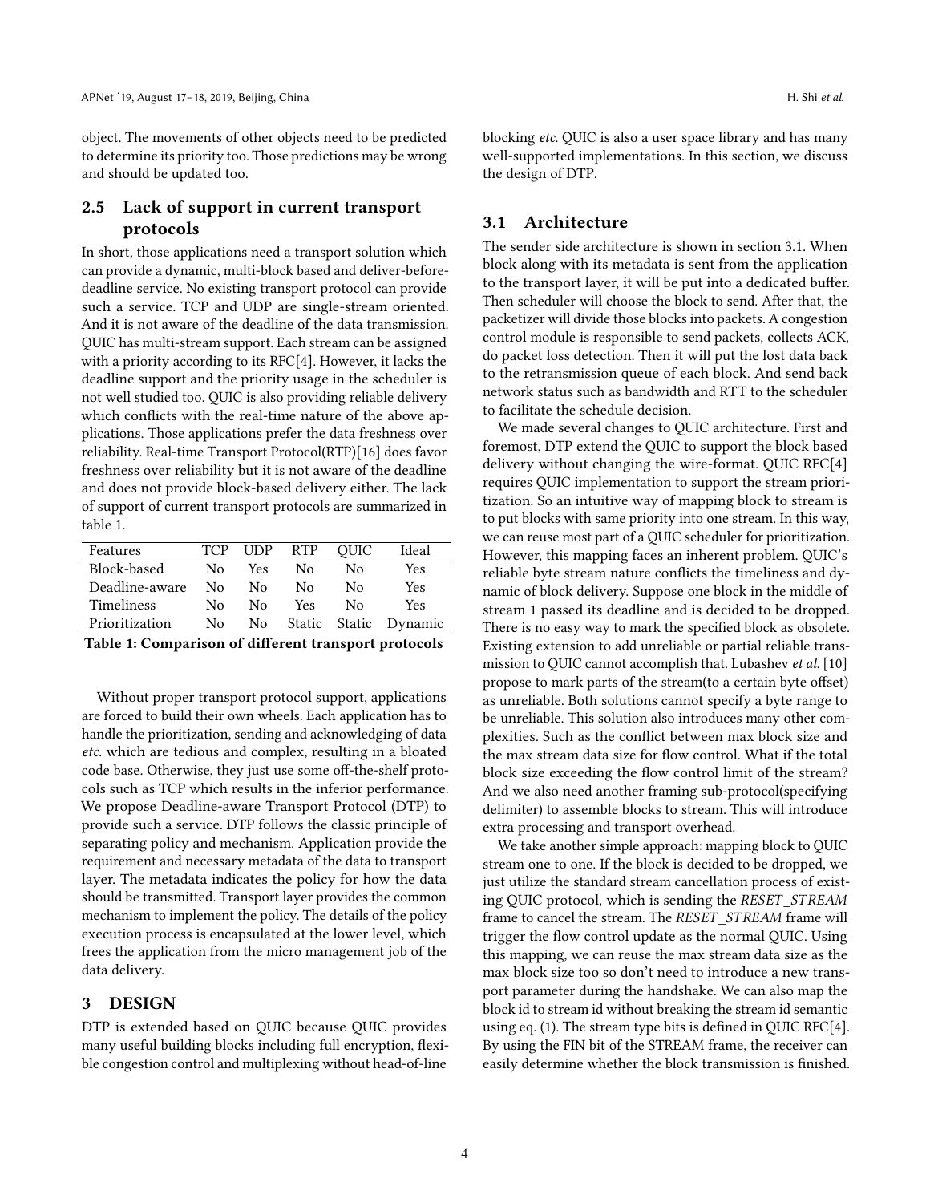object. The movements of other objects need to be predicted to determine its priority too. Those predictions may be wrong and should be updated too.

### 2.5 Lack of support in current transport protocols

In short, those applications need a transport solution which can provide a dynamic, multi-block based and deliver-before-deadline service. No existing transport protocol can provide such a service. TCP and UDP are single-stream oriented. And it is not aware of the deadline of the data transmission. QUIC has multi-stream support. Each stream can be assigned with a priority according to its RFC[4]. However, it lacks the deadline support and the priority usage in the scheduler is not well studied too. QUIC is also providing reliable delivery which conflicts with the real-time nature of the above applications. Those applications prefer the data freshness over reliability. Real-time Transport Protocol(RTP)[16] does favor freshness over reliability but it is not aware of the deadline and does not provide block-based delivery either. The lack of support of current transport protocols are summarized in table 1.

| Features | TCP | UDP | RTP | QUIC | Ideal |
|---|---|---|---|---|---|
| Block-based | No | Yes | No | No | Yes |
| Deadline-aware | No | No | No | No | Yes |
| Timeliness | No | No | Yes | No | Yes |
| Prioritization | No | No | Static | Static | Dynamic |

**Table 1: Comparison of different transport protocols**

Without proper transport protocol support, applications are forced to build their own wheels. Each application has to handle the prioritization, sending and acknowledging of data *etc.* which are tedious and complex, resulting in a bloated code base. Otherwise, they just use some off-the-shelf protocols such as TCP which results in the inferior performance. We propose Deadline-aware Transport Protocol (DTP) to provide such a service. DTP follows the classic principle of separating policy and mechanism. Application provide the requirement and necessary metadata of the data to transport layer. The metadata indicates the policy for how the data should be transmitted. Transport layer provides the common mechanism to implement the policy. The details of the policy execution process is encapsulated at the lower level, which frees the application from the micro management job of the data delivery.

## 3 DESIGN

DTP is extended based on QUIC because QUIC provides many useful building blocks including full encryption, flexible congestion control and multiplexing without head-of-line blocking *etc.* QUIC is also a user space library and has many well-supported implementations. In this section, we discuss the design of DTP.

### 3.1 Architecture

The sender side architecture is shown in section 3.1. When block along with its metadata is sent from the application to the transport layer, it will be put into a dedicated buffer. Then scheduler will choose the block to send. After that, the packetizer will divide those blocks into packets. A congestion control module is responsible to send packets, collects ACK, do packet loss detection. Then it will put the lost data back to the retransmission queue of each block. And send back network status such as bandwidth and RTT to the scheduler to facilitate the schedule decision.

We made several changes to QUIC architecture. First and foremost, DTP extend the QUIC to support the block based delivery without changing the wire-format. QUIC RFC[4] requires QUIC implementation to support the stream prioritization. So an intuitive way of mapping block to stream is to put blocks with same priority into one stream. In this way, we can reuse most part of a QUIC scheduler for prioritization. However, this mapping faces an inherent problem. QUIC's reliable byte stream nature conflicts the timeliness and dynamic of block delivery. Suppose one block in the middle of stream 1 passed its deadline and is decided to be dropped. There is no easy way to mark the specified block as obsolete. Existing extension to add unreliable or partial reliable transmission to QUIC cannot accomplish that. Lubashev *et al.* [10] propose to mark parts of the stream(to a certain byte offset) as unreliable. Both solutions cannot specify a byte range to be unreliable. This solution also introduces many other complexities. Such as the conflict between max block size and the max stream data size for flow control. What if the total block size exceeding the flow control limit of the stream? And we also need another framing sub-protocol(specifying delimiter) to assemble blocks to stream. This will introduce extra processing and transport overhead.

We take another simple approach: mapping block to QUIC stream one to one. If the block is decided to be dropped, we just utilize the standard stream cancellation process of existing QUIC protocol, which is sending the *RESET_STREAM* frame to cancel the stream. The *RESET_STREAM* frame will trigger the flow control update as the normal QUIC. Using this mapping, we can reuse the max stream data size as the max block size too so don't need to introduce a new transport parameter during the handshake. We can also map the block id to stream id without breaking the stream id semantic using eq. (1). The stream type bits is defined in QUIC RFC[4]. By using the FIN bit of the STREAM frame, the receiver can easily determine whether the block transmission is finished.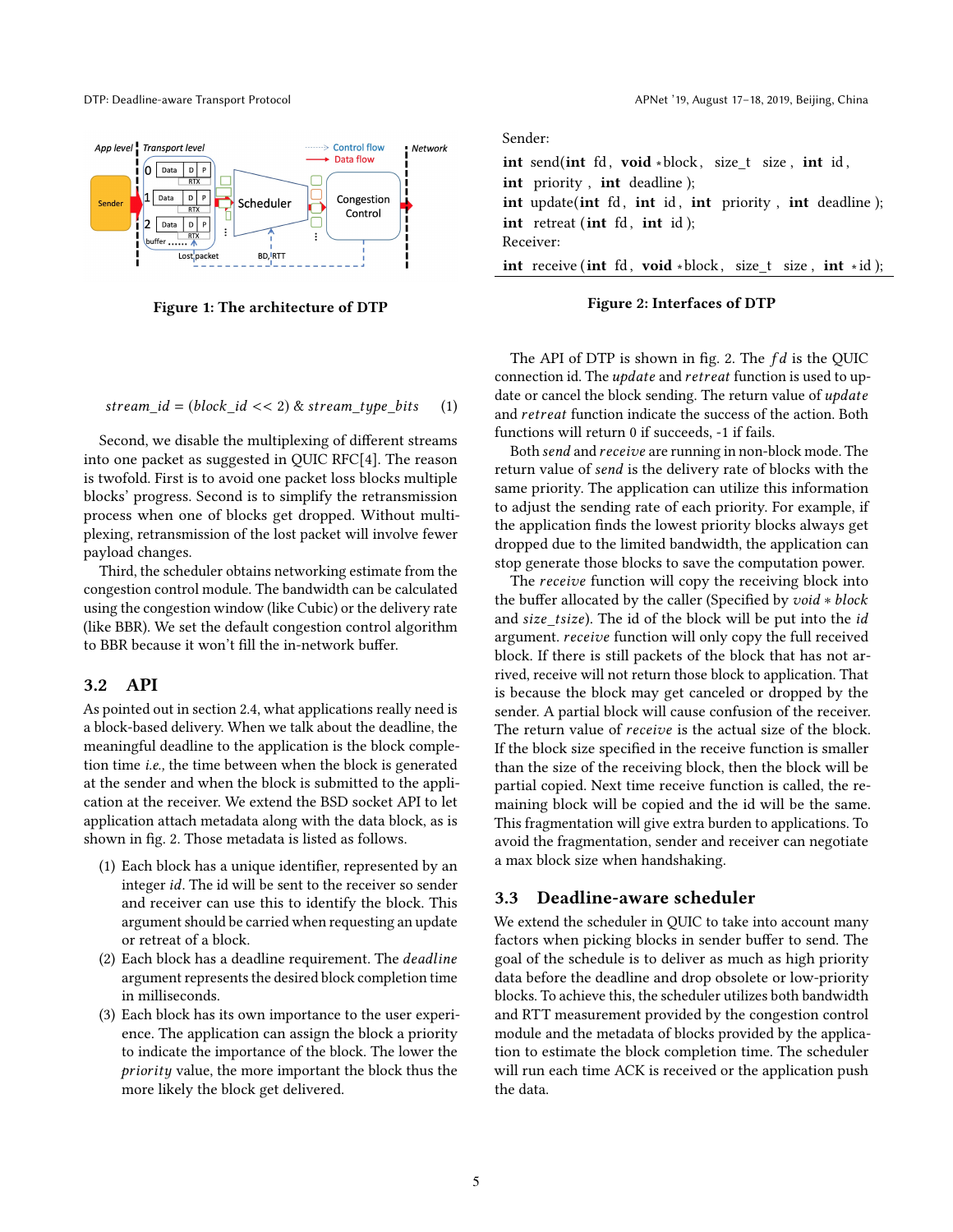Figure 1: The architecture of DTP

$$stream\_id = (block\_id << 2) \ \& \ stream\_type\_bits \quad (1)$$

Second, we disable the multiplexing of different streams into one packet as suggested in QUIC RFC[4]. The reason is twofold. First is to avoid one packet loss blocks multiple blocks' progress. Second is to simplify the retransmission process when one of blocks get dropped. Without multiplexing, retransmission of the lost packet will involve fewer payload changes.

Third, the scheduler obtains networking estimate from the congestion control module. The bandwidth can be calculated using the congestion window (like Cubic) or the delivery rate (like BBR). We set the default congestion control algorithm to BBR because it won't fill the in-network buffer.

## 3.2 API

As pointed out in section 2.4, what applications really need is a block-based delivery. When we talk about the deadline, the meaningful deadline to the application is the block completion time *i.e.,* the time between when the block is generated at the sender and when the block is submitted to the application at the receiver. We extend the BSD socket API to let application attach metadata along with the data block, as is shown in fig. 2. Those metadata is listed as follows.

1. Each block has a unique identifier, represented by an integer *id*. The id will be sent to the receiver so sender and receiver can use this to identify the block. This argument should be carried when requesting an update or retreat of a block.
2. Each block has a deadline requirement. The *deadline* argument represents the desired block completion time in milliseconds.
3. Each block has its own importance to the user experience. The application can assign the block a priority to indicate the importance of the block. The lower the *priority* value, the more important the block thus the more likely the block get delivered.

```
Sender:
int send(int fd, void *block, size_t size, int id,
int priority, int deadline);
int update(int fd, int id, int priority, int deadline);
int retreat(int fd, int id);
Receiver:
int receive(int fd, void *block, size_t size, int *id);
```

Figure 2: Interfaces of DTP

The API of DTP is shown in fig. 2. The $fd$ is the QUIC connection id. The *update* and *retreat* function is used to update or cancel the block sending. The return value of *update* and *retreat* function indicate the success of the action. Both functions will return 0 if succeeds, -1 if fails.

Both *send* and *receive* are running in non-block mode. The return value of *send* is the delivery rate of blocks with the same priority. The application can utilize this information to adjust the sending rate of each priority. For example, if the application finds the lowest priority blocks always get dropped due to the limited bandwidth, the application can stop generate those blocks to save the computation power.

The *receive* function will copy the receiving block into the buffer allocated by the caller (Specified by *void * block* and *size_tsize*). The id of the block will be put into the *id* argument. *receive* function will only copy the full received block. If there is still packets of the block that has not arrived, receive will not return those block to application. That is because the block may get canceled or dropped by the sender. A partial block will cause confusion of the receiver. The return value of *receive* is the actual size of the block. If the block size specified in the receive function is smaller than the size of the receiving block, then the block will be partial copied. Next time receive function is called, the remaining block will be copied and the id will be the same. This fragmentation will give extra burden to applications. To avoid the fragmentation, sender and receiver can negotiate a max block size when handshaking.

## 3.3 Deadline-aware scheduler

We extend the scheduler in QUIC to take into account many factors when picking blocks in sender buffer to send. The goal of the schedule is to deliver as much as high priority data before the deadline and drop obsolete or low-priority blocks. To achieve this, the scheduler utilizes both bandwidth and RTT measurement provided by the congestion control module and the metadata of blocks provided by the application to estimate the block completion time. The scheduler will run each time ACK is received or the application push the data.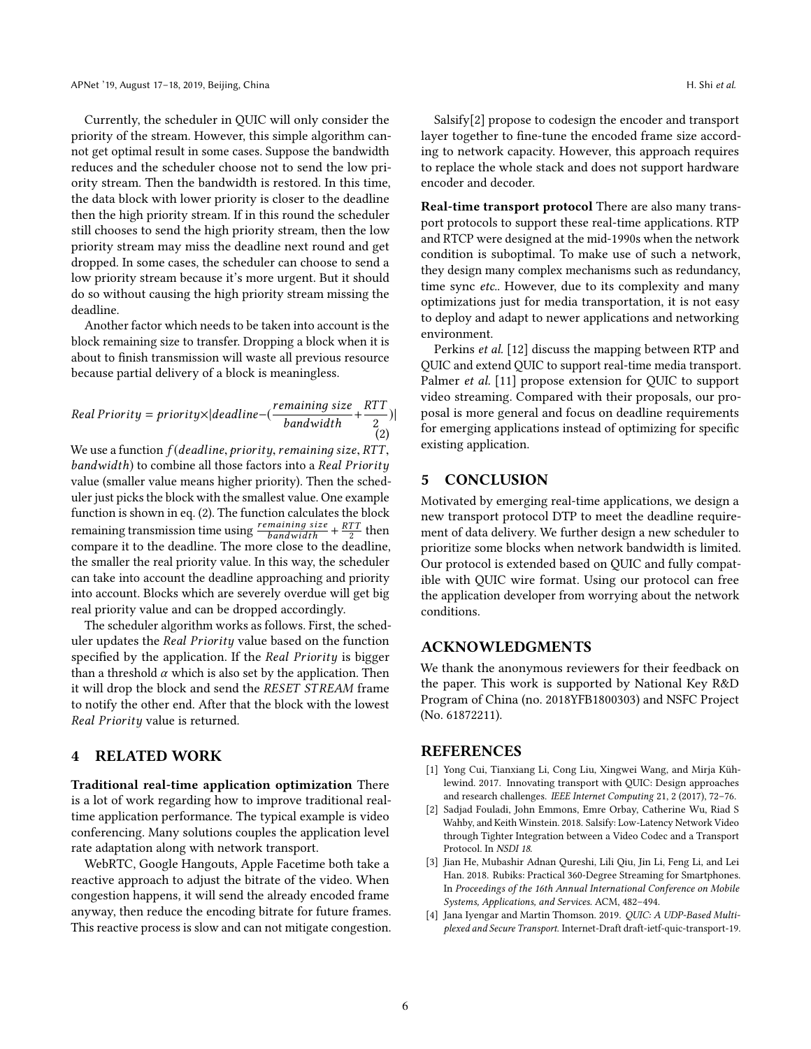Currently, the scheduler in QUIC will only consider the priority of the stream. However, this simple algorithm cannot get optimal result in some cases. Suppose the bandwidth reduces and the scheduler choose not to send the low priority stream. Then the bandwidth is restored. In this time, the data block with lower priority is closer to the deadline then the high priority stream. If in this round the scheduler still chooses to send the high priority stream, then the low priority stream may miss the deadline next round and get dropped. In some cases, the scheduler can choose to send a low priority stream because it's more urgent. But it should do so without causing the high priority stream missing the deadline.

Another factor which needs to be taken into account is the block remaining size to transfer. Dropping a block when it is about to finish transmission will waste all previous resource because partial delivery of a block is meaningless.

$$Real\,Priority = priority \times |deadline - (\frac{remaining\ size}{bandwidth} + \frac{RTT}{2})| \quad (2)$$

We use a function $f(deadline, priority, remaining\ size, RTT, bandwidth)$ to combine all those factors into a $Real\ Priority$ value (smaller value means higher priority). Then the scheduler just picks the block with the smallest value. One example function is shown in eq. (2). The function calculates the block remaining transmission time using $\frac{remaining\ size}{bandwidth} + \frac{RTT}{2}$ then compare it to the deadline. The more close to the deadline, the smaller the real priority value. In this way, the scheduler can take into account the deadline approaching and priority into account. Blocks which are severely overdue will get big real priority value and can be dropped accordingly.

The scheduler algorithm works as follows. First, the scheduler updates the $Real\ Priority$ value based on the function specified by the application. If the $Real\ Priority$ is bigger than a threshold $\alpha$ which is also set by the application. Then it will drop the block and send the $RESET\ STREAM$ frame to notify the other end. After that the block with the lowest $Real\ Priority$ value is returned.

## 4 RELATED WORK

**Traditional real-time application optimization** There is a lot of work regarding how to improve traditional real-time application performance. The typical example is video conferencing. Many solutions couples the application level rate adaptation along with network transport.

WebRTC, Google Hangouts, Apple Facetime both take a reactive approach to adjust the bitrate of the video. When congestion happens, it will send the already encoded frame anyway, then reduce the encoding bitrate for future frames. This reactive process is slow and can not mitigate congestion.

Salsify[2] propose to codesign the encoder and transport layer together to fine-tune the encoded frame size according to network capacity. However, this approach requires to replace the whole stack and does not support hardware encoder and decoder.

**Real-time transport protocol** There are also many transport protocols to support these real-time applications. RTP and RTCP were designed at the mid-1990s when the network condition is suboptimal. To make use of such a network, they design many complex mechanisms such as redundancy, time sync *etc.*. However, due to its complexity and many optimizations just for media transportation, it is not easy to deploy and adapt to newer applications and networking environment.

Perkins *et al.* [12] discuss the mapping between RTP and QUIC and extend QUIC to support real-time media transport. Palmer *et al.* [11] propose extension for QUIC to support video streaming. Compared with their proposals, our proposal is more general and focus on deadline requirements for emerging applications instead of optimizing for specific existing application.

## 5 CONCLUSION

Motivated by emerging real-time applications, we design a new transport protocol DTP to meet the deadline requirement of data delivery. We further design a new scheduler to prioritize some blocks when network bandwidth is limited. Our protocol is extended based on QUIC and fully compatible with QUIC wire format. Using our protocol can free the application developer from worrying about the network conditions.

## ACKNOWLEDGMENTS

We thank the anonymous reviewers for their feedback on the paper. This work is supported by National Key R&D Program of China (no. 2018YFB1800303) and NSFC Project (No. 61872211).

## REFERENCES

- [1] Yong Cui, Tianxiang Li, Cong Liu, Xingwei Wang, and Mirja Kühlewind. 2017. Innovating transport with QUIC: Design approaches and research challenges. *IEEE Internet Computing* 21, 2 (2017), 72–76.
- [2] Sadjad Fouladi, John Emmons, Emre Orbay, Catherine Wu, Riad S Wahby, and Keith Winstein. 2018. Salsify: Low-Latency Network Video through Tighter Integration between a Video Codec and a Transport Protocol. In *NSDI 18*.
- [3] Jian He, Mubashir Adnan Qureshi, Lili Qiu, Jin Li, Feng Li, and Lei Han. 2018. Rubiks: Practical 360-Degree Streaming for Smartphones. In *Proceedings of the 16th Annual International Conference on Mobile Systems, Applications, and Services*. ACM, 482–494.
- [4] Jana Iyengar and Martin Thomson. 2019. *QUIC: A UDP-Based Multiplexed and Secure Transport*. Internet-Draft draft-ietf-quic-transport-19.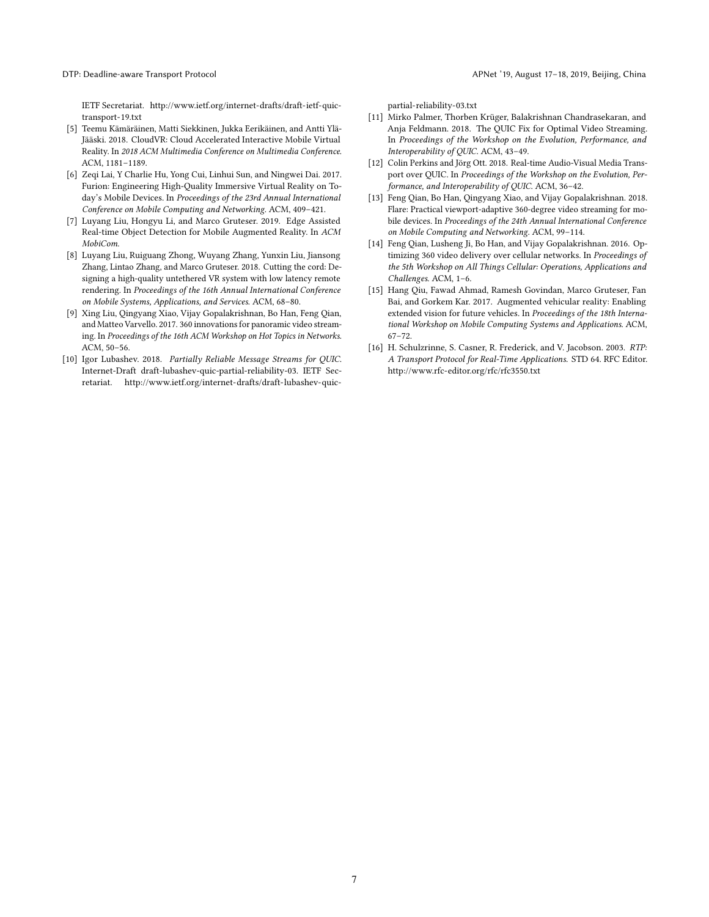IETF Secretariat. http://www.ietf.org/internet-drafts/draft-ietf-quic-transport-19.txt

[5] Teemu Kämäräinen, Matti Siekkinen, Jukka Eerikäinen, and Antti Ylä-Jääski. 2018. CloudVR: Cloud Accelerated Interactive Mobile Virtual Reality. In *2018 ACM Multimedia Conference on Multimedia Conference*. ACM, 1181–1189.

[6] Zeqi Lai, Y Charlie Hu, Yong Cui, Linhui Sun, and Ningwei Dai. 2017. Furion: Engineering High-Quality Immersive Virtual Reality on Today's Mobile Devices. In *Proceedings of the 23rd Annual International Conference on Mobile Computing and Networking*. ACM, 409–421.

[7] Luyang Liu, Hongyu Li, and Marco Gruteser. 2019. Edge Assisted Real-time Object Detection for Mobile Augmented Reality. In *ACM MobiCom*.

[8] Luyang Liu, Ruiguang Zhong, Wuyang Zhang, Yunxin Liu, Jiansong Zhang, Lintao Zhang, and Marco Gruteser. 2018. Cutting the cord: Designing a high-quality untethered VR system with low latency remote rendering. In *Proceedings of the 16th Annual International Conference on Mobile Systems, Applications, and Services*. ACM, 68–80.

[9] Xing Liu, Qingyang Xiao, Vijay Gopalakrishnan, Bo Han, Feng Qian, and Matteo Varvello. 2017. 360 innovations for panoramic video streaming. In *Proceedings of the 16th ACM Workshop on Hot Topics in Networks*. ACM, 50–56.

[10] Igor Lubashev. 2018. *Partially Reliable Message Streams for QUIC*. Internet-Draft draft-lubashev-quic-partial-reliability-03. IETF Secretariat. http://www.ietf.org/internet-drafts/draft-lubashev-quic-partial-reliability-03.txt

[11] Mirko Palmer, Thorben Krüger, Balakrishnan Chandrasekaran, and Anja Feldmann. 2018. The QUIC Fix for Optimal Video Streaming. In *Proceedings of the Workshop on the Evolution, Performance, and Interoperability of QUIC*. ACM, 43–49.

[12] Colin Perkins and Jörg Ott. 2018. Real-time Audio-Visual Media Transport over QUIC. In *Proceedings of the Workshop on the Evolution, Performance, and Interoperability of QUIC*. ACM, 36–42.

[13] Feng Qian, Bo Han, Qingyang Xiao, and Vijay Gopalakrishnan. 2018. Flare: Practical viewport-adaptive 360-degree video streaming for mobile devices. In *Proceedings of the 24th Annual International Conference on Mobile Computing and Networking*. ACM, 99–114.

[14] Feng Qian, Lusheng Ji, Bo Han, and Vijay Gopalakrishnan. 2016. Optimizing 360 video delivery over cellular networks. In *Proceedings of the 5th Workshop on All Things Cellular: Operations, Applications and Challenges*. ACM, 1–6.

[15] Hang Qiu, Fawad Ahmad, Ramesh Govindan, Marco Gruteser, Fan Bai, and Gorkem Kar. 2017. Augmented vehicular reality: Enabling extended vision for future vehicles. In *Proceedings of the 18th International Workshop on Mobile Computing Systems and Applications*. ACM, 67–72.

[16] H. Schulzrinne, S. Casner, R. Frederick, and V. Jacobson. 2003. *RTP: A Transport Protocol for Real-Time Applications*. STD 64. RFC Editor. http://www.rfc-editor.org/rfc/rfc3550.txt